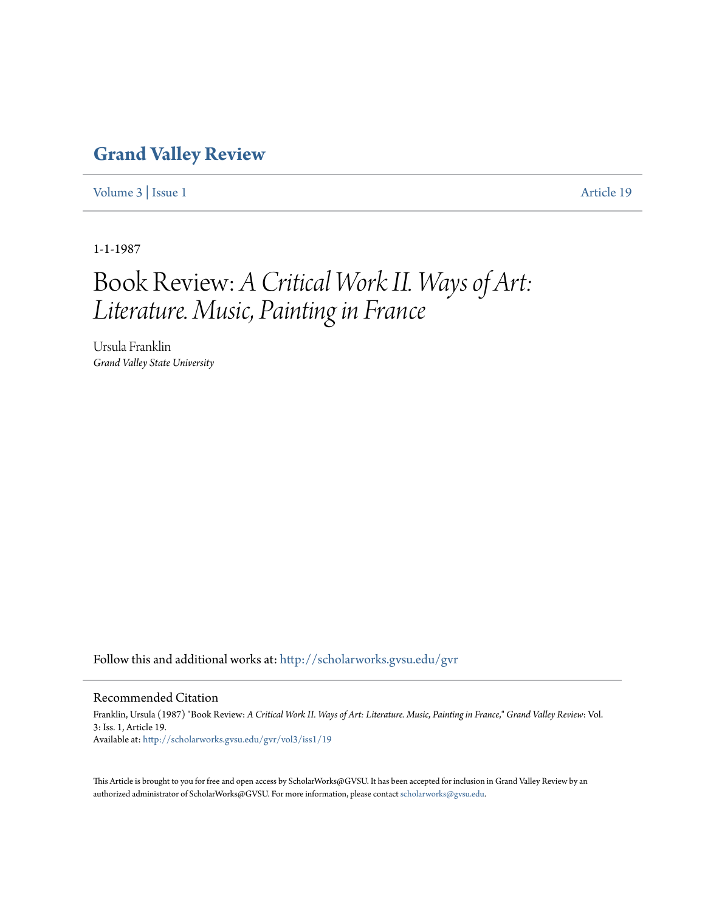# Grand Valley Review

Volume 3 | Issue 1 Article 19

1-1-1987

# Book Review: *A Critical Work II. Ways of Art: Literature. Music, Painting in France*

Ursula Franklin
*Grand Valley State University*

Follow this and additional works at: http://scholarworks.gvsu.edu/gvr

## Recommended Citation

Franklin, Ursula (1987) "Book Review: *A Critical Work II. Ways of Art: Literature. Music, Painting in France*," *Grand Valley Review*: Vol. 3: Iss. 1, Article 19.
Available at: http://scholarworks.gvsu.edu/gvr/vol3/iss1/19

This Article is brought to you for free and open access by ScholarWorks@GVSU. It has been accepted for inclusion in Grand Valley Review by an authorized administrator of ScholarWorks@GVSU. For more information, please contact scholarworks@gvsu.edu.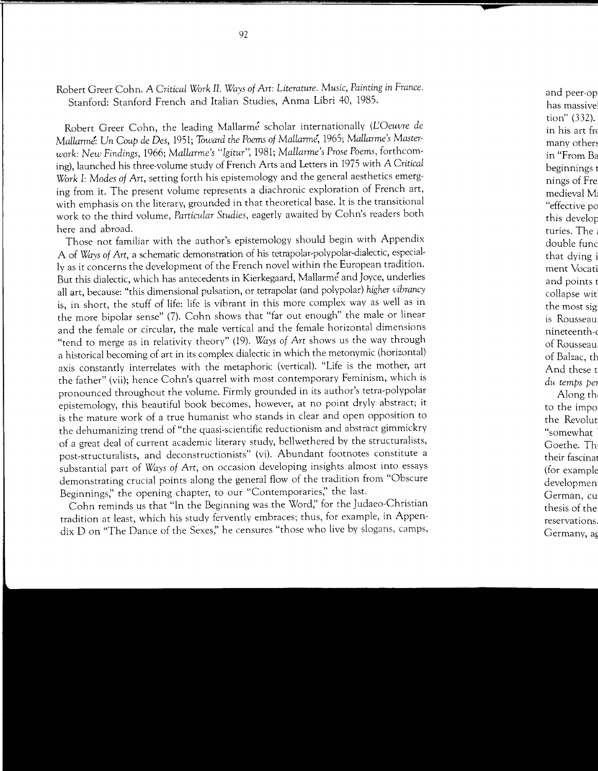Robert Greer Cohn. *A Critical Work II. Ways of Art: Literature. Music, Painting in France*. Stanford: Stanford French and Italian Studies, Anma Libri 40, 1985.

Robert Greer Cohn, the leading Mallarmé scholar internationally (*L'Oeuvre de Mallarmé: Un Coup de Des*, 1951; *Toward the Poems of Mallarmé*, 1965; *Mallarme's Masterwork: New Findings*, 1966; *Mallarme's "Igitur"*, 1981; *Mallarme's Prose Poems*, forthcoming), launched his three-volume study of French Arts and Letters in 1975 with *A Critical Work I: Modes of Art*, setting forth his epistemology and the general aesthetics emerging from it. The present volume represents a diachronic exploration of French art, with emphasis on the literary, grounded in that theoretical base. It is the transitional work to the third volume, *Particular Studies*, eagerly awaited by Cohn's readers both here and abroad.

Those not familiar with the author's epistemology should begin with Appendix A of *Ways of Art*, a schematic demonstration of his tetrapolar-polypolar-dialectic, especially as it concerns the development of the French novel within the European tradition. But this dialectic, which has antecedents in Kierkegaard, Mallarmé and Joyce, underlies all art, because: "this dimensional pulsation, or tetrapolar (and polypolar) *higher vibrancy* is, in short, the stuff of life: life is vibrant in this more complex way as well as in the more bipolar sense" (7). Cohn shows that "far out enough" the male or linear and the female or circular, the male vertical and the female horizontal dimensions "tend to merge as in relativity theory" (19). *Ways of Art* shows us the way through a historical becoming of art in its complex dialectic in which the metonymic (horizontal) axis constantly interrelates with the metaphoric (vertical). "Life is the mother, art the father" (vii); hence Cohn's quarrel with most contemporary Feminism, which is pronounced throughout the volume. Firmly grounded in its author's tetra-polypolar epistemology, this beautiful book becomes, however, at no point dryly abstract; it is the mature work of a true humanist who stands in clear and open opposition to the dehumanizing trend of "the quasi-scientific reductionism and abstract gimmickry of a great deal of current academic literary study, bellwethered by the structuralists, post-structuralists, and deconstructionists" (vi). Abundant footnotes constitute a substantial part of *Ways of Art*, on occasion developing insights almost into essays demonstrating crucial points along the general flow of the tradition from "Obscure Beginnings," the opening chapter, to our "Contemporaries," the last.

Cohn reminds us that "In the Beginning was the Word," for the Judaeo-Christian tradition at least, which his study fervently embraces; thus, for example, in Appendix D on "The Dance of the Sexes," he censures "those who live by slogans, camps,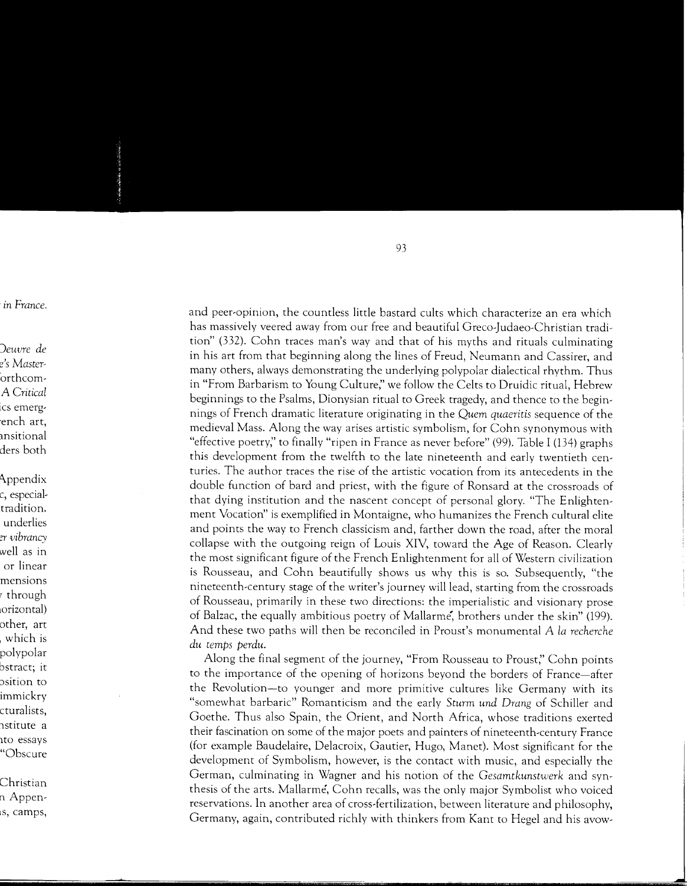and peer-opinion, the countless little bastard cults which characterize an era which has massively veered away from our free and beautiful Greco-Judaeo-Christian tradition" (332). Cohn traces man's way and that of his myths and rituals culminating in his art from that beginning along the lines of Freud, Neumann and Cassirer, and many others, always demonstrating the underlying polypolar dialectical rhythm. Thus in "From Barbarism to Young Culture," we follow the Celts to Druidic ritual, Hebrew beginnings to the Psalms, Dionysian ritual to Greek tragedy, and thence to the beginnings of French dramatic literature originating in the *Quem quaeritis* sequence of the medieval Mass. Along the way arises artistic symbolism, for Cohn synonymous with "effective poetry," to finally "ripen in France as never before" (99). Table I (134) graphs this development from the twelfth to the late nineteenth and early twentieth centuries. The author traces the rise of the artistic vocation from its antecedents in the double function of bard and priest, with the figure of Ronsard at the crossroads of that dying institution and the nascent concept of personal glory. "The Enlightenment Vocation" is exemplified in Montaigne, who humanizes the French cultural elite and points the way to French classicism and, farther down the road, after the moral collapse with the outgoing reign of Louis XIV, toward the Age of Reason. Clearly the most significant figure of the French Enlightenment for all of Western civilization is Rousseau, and Cohn beautifully shows us why this is so. Subsequently, "the nineteenth-century stage of the writer's journey will lead, starting from the crossroads of Rousseau, primarily in these two directions: the imperialistic and visionary prose of Balzac, the equally ambitious poetry of Mallarmé, brothers under the skin" (199). And these two paths will then be reconciled in Proust's monumental *A la recherche du temps perdu*.

Along the final segment of the journey, "From Rousseau to Proust," Cohn points to the importance of the opening of horizons beyond the borders of France—after the Revolution—to younger and more primitive cultures like Germany with its "somewhat barbaric" Romanticism and the early *Sturm und Drang* of Schiller and Goethe. Thus also Spain, the Orient, and North Africa, whose traditions exerted their fascination on some of the major poets and painters of nineteenth-century France (for example Baudelaire, Delacroix, Gautier, Hugo, Manet). Most significant for the development of Symbolism, however, is the contact with music, and especially the German, culminating in Wagner and his notion of the *Gesamtkunstwerk* and synthesis of the arts. Mallarmé, Cohn recalls, was the only major Symbolist who voiced reservations. In another area of cross-fertilization, between literature and philosophy, Germany, again, contributed richly with thinkers from Kant to Hegel and his avow-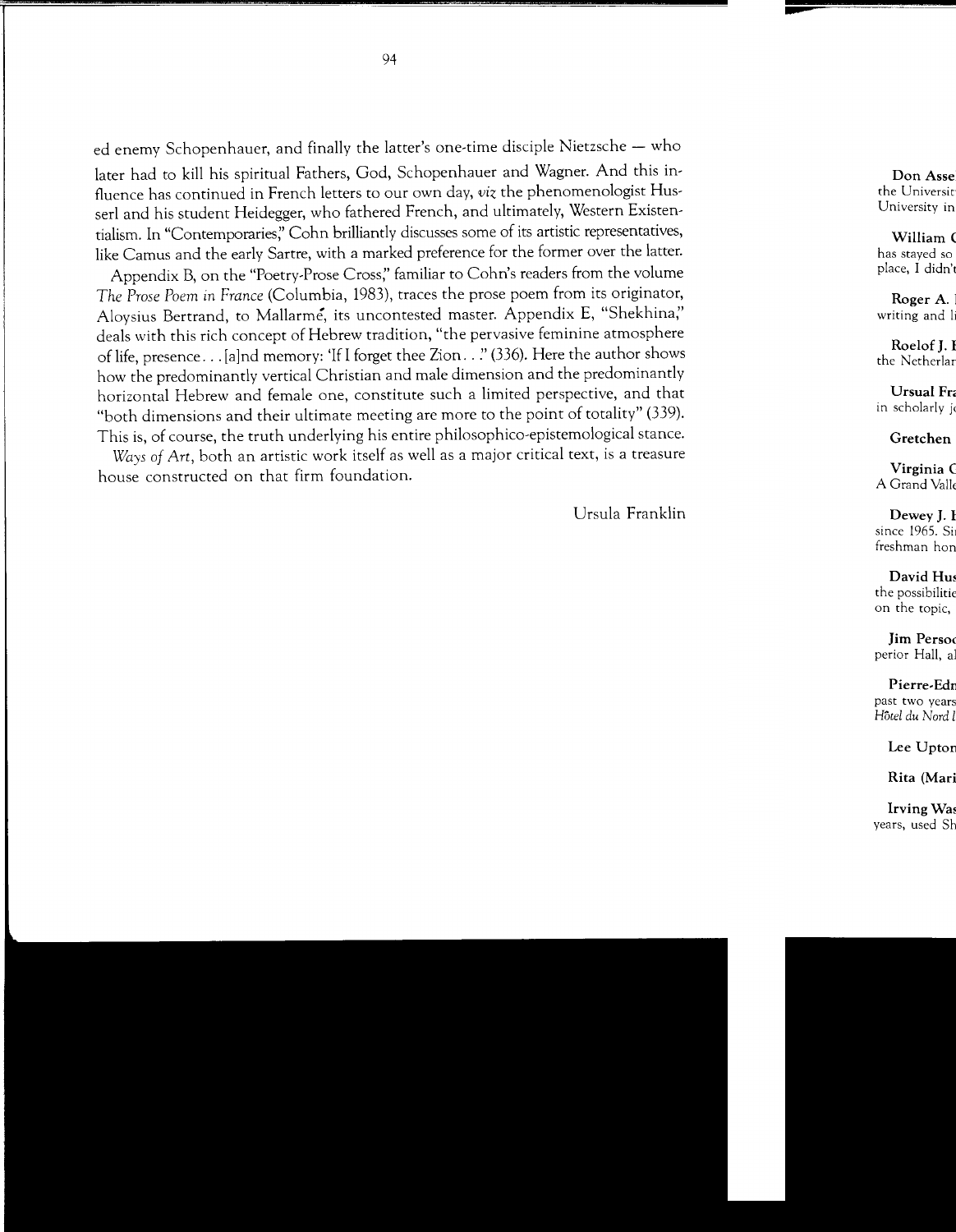ed enemy Schopenhauer, and finally the latter's one-time disciple Nietzsche — who later had to kill his spiritual Fathers, God, Schopenhauer and Wagner. And this influence has continued in French letters to our own day, *viz* the phenomenologist Husserl and his student Heidegger, who fathered French, and ultimately, Western Existentialism. In "Contemporaries," Cohn brilliantly discusses some of its artistic representatives, like Camus and the early Sartre, with a marked preference for the former over the latter.

Appendix B, on the "Poetry-Prose Cross," familiar to Cohn's readers from the volume *The Prose Poem in France* (Columbia, 1983), traces the prose poem from its originator, Aloysius Bertrand, to Mallarmé, its uncontested master. Appendix E, "Shekhina," deals with this rich concept of Hebrew tradition, "the pervasive feminine atmosphere of life, presence. . . [a]nd memory: 'If I forget thee Zion. . .'" (336). Here the author shows how the predominantly vertical Christian and male dimension and the predominantly horizontal Hebrew and female one, constitute such a limited perspective, and that "both dimensions and their ultimate meeting are more to the point of totality" (339). This is, of course, the truth underlying his entire philosophico-epistemological stance.

*Ways of Art*, both an artistic work itself as well as a major critical text, is a treasure house constructed on that firm foundation.

Ursula Franklin